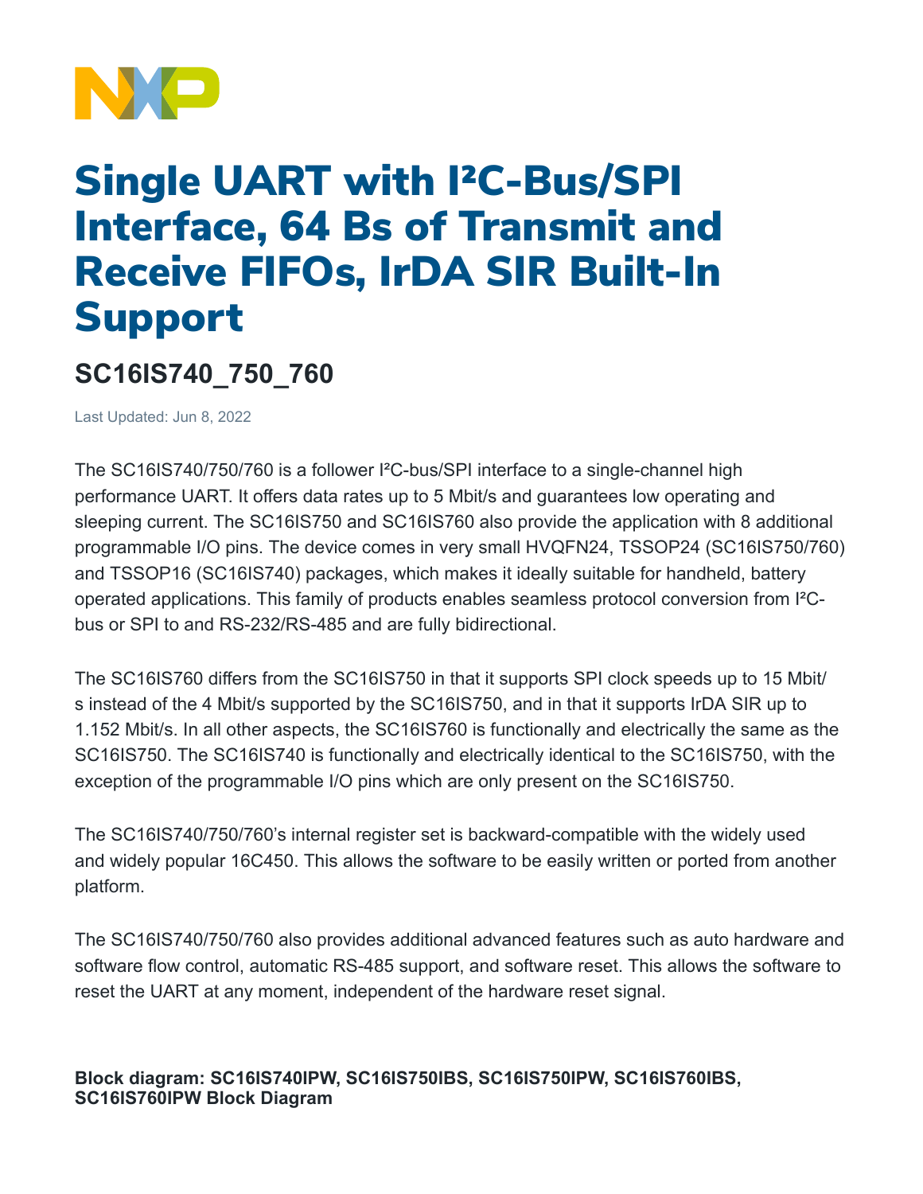# Single UART with I²C-Bus/SPI Interface, 64 Bs of Transmit and Receive FIFOs, IrDA SIR Built-In Support

## SC16IS740_750_760

Last Updated: Jun 8, 2022

The SC16IS740/750/760 is a follower I²C-bus/SPI interface to a single-channel high performance UART. It offers data rates up to 5 Mbit/s and guarantees low operating and sleeping current. The SC16IS750 and SC16IS760 also provide the application with 8 additional programmable I/O pins. The device comes in very small HVQFN24, TSSOP24 (SC16IS750/760) and TSSOP16 (SC16IS740) packages, which makes it ideally suitable for handheld, battery operated applications. This family of products enables seamless protocol conversion from I²C-bus or SPI to and RS-232/RS-485 and are fully bidirectional.

The SC16IS760 differs from the SC16IS750 in that it supports SPI clock speeds up to 15 Mbit/s instead of the 4 Mbit/s supported by the SC16IS750, and in that it supports IrDA SIR up to 1.152 Mbit/s. In all other aspects, the SC16IS760 is functionally and electrically the same as the SC16IS750. The SC16IS740 is functionally and electrically identical to the SC16IS750, with the exception of the programmable I/O pins which are only present on the SC16IS750.

The SC16IS740/750/760's internal register set is backward-compatible with the widely used and widely popular 16C450. This allows the software to be easily written or ported from another platform.

The SC16IS740/750/760 also provides additional advanced features such as auto hardware and software flow control, automatic RS-485 support, and software reset. This allows the software to reset the UART at any moment, independent of the hardware reset signal.

**Block diagram: SC16IS740IPW, SC16IS750IBS, SC16IS750IPW, SC16IS760IBS, SC16IS760IPW Block Diagram**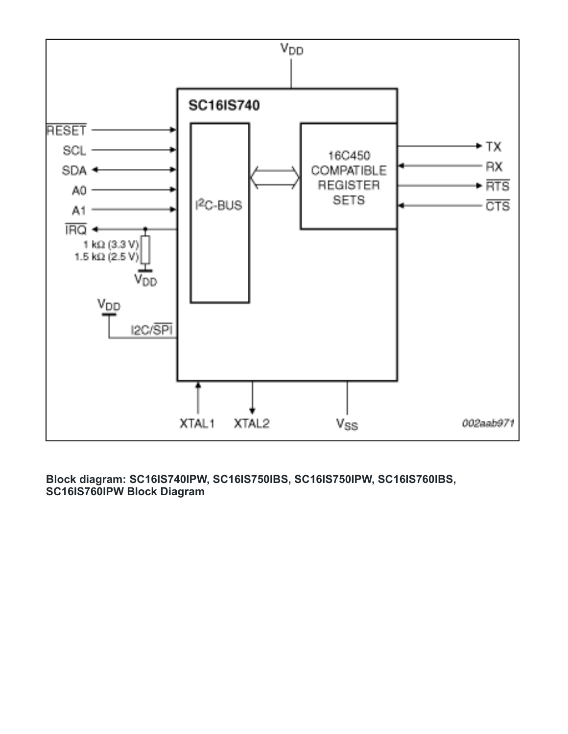**Block diagram: SC16IS740IPW, SC16IS750IBS, SC16IS750IPW, SC16IS760IBS, SC16IS760IPW Block Diagram**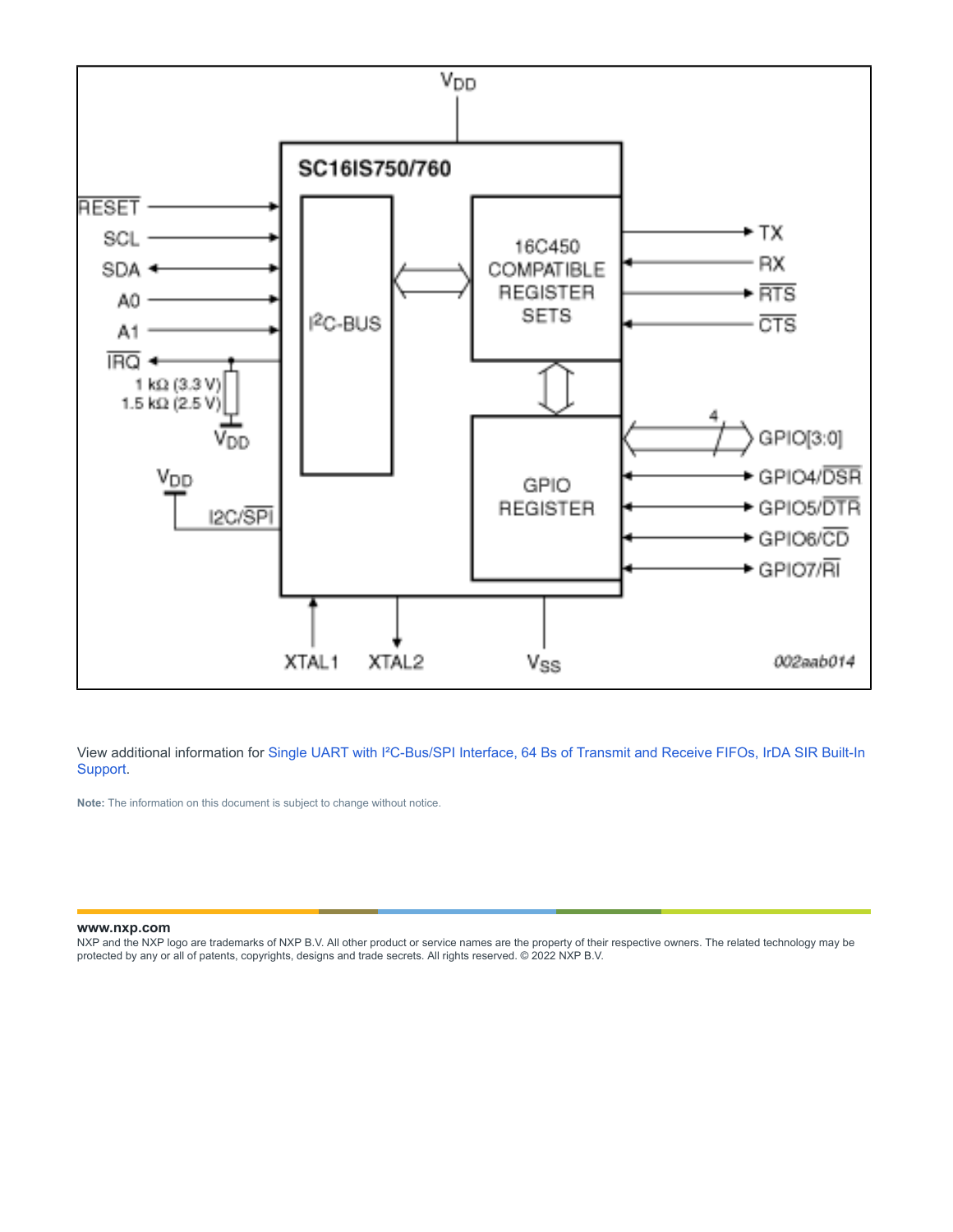V<sub>DD</sub>

SC16IS750/760

RESET

SCL

SDA

A0

A1

IRQ

1 kΩ (3.3 V)
1.5 kΩ (2.5 V)

$V_{DD}$

$V_{DD}$

I2C/SPI

I²C-BUS

16C450 COMPATIBLE REGISTER SETS

GPIO REGISTER

TX

RX

RTS

CTS

4

GPIO[3:0]

GPIO4/DSR

GPIO5/DTR

GPIO6/CD

GPIO7/RI

XTAL1

XTAL2

$V_{SS}$

002aab014

View additional information for Single UART with I²C-Bus/SPI Interface, 64 Bs of Transmit and Receive FIFOs, IrDA SIR Built-In Support.

**Note:** The information on this document is subject to change without notice.

**www.nxp.com**
NXP and the NXP logo are trademarks of NXP B.V. All other product or service names are the property of their respective owners. The related technology may be protected by any or all of patents, copyrights, designs and trade secrets. All rights reserved. © 2022 NXP B.V.